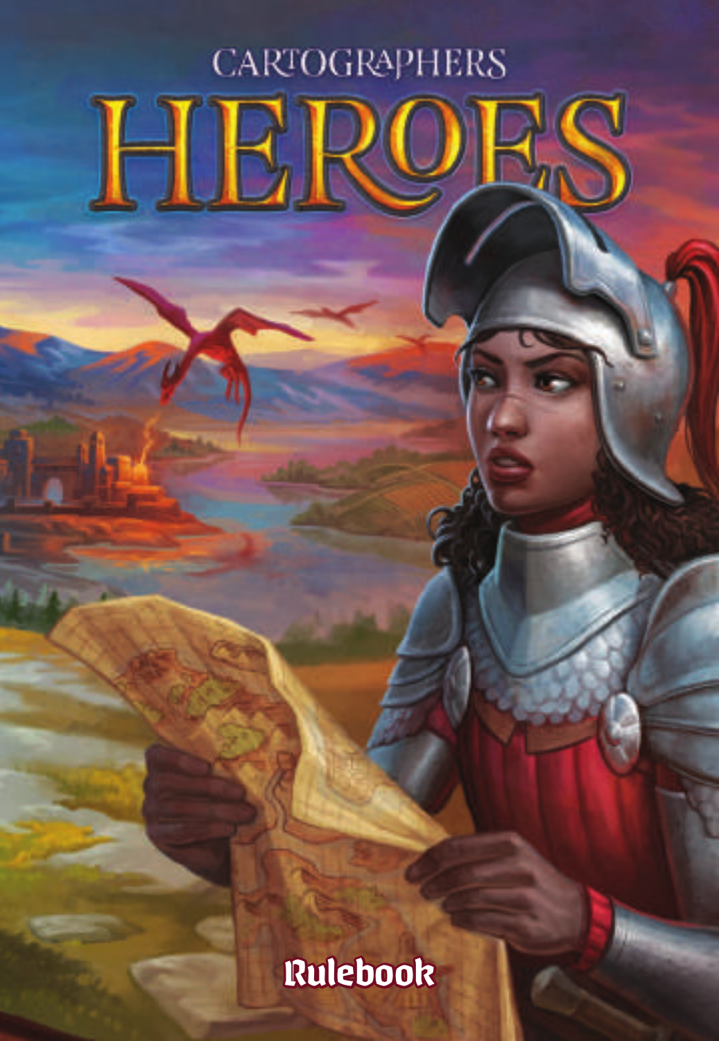CARTOGRAPHERS

# HEROES

## Rulebook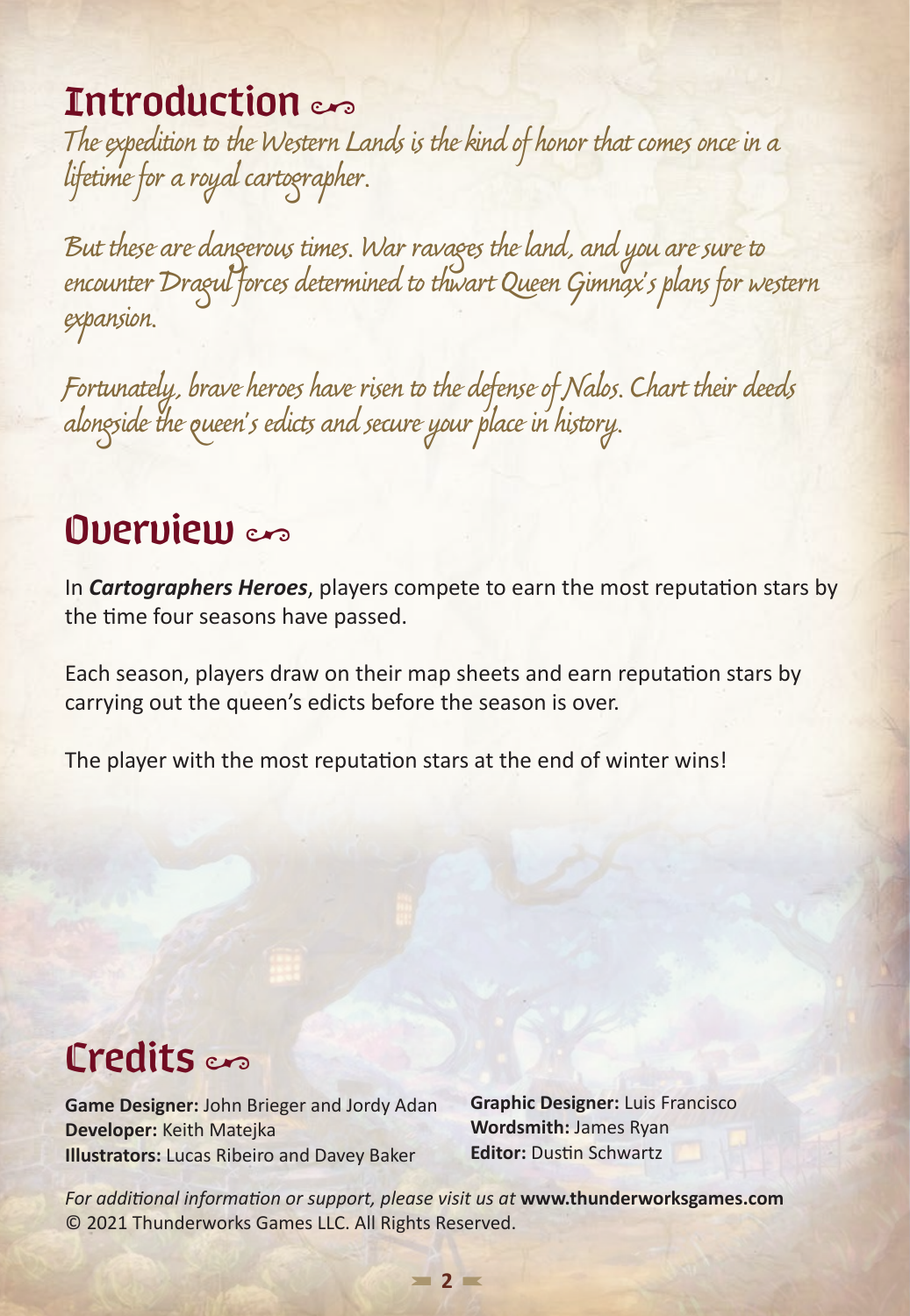# Introduction

*The expedition to the Western Lands is the kind of honor that comes once in a lifetime for a royal cartographer.*

*But these are dangerous times. War ravages the land, and you are sure to encounter Dragul forces determined to thwart Queen Gimnax's plans for western expansion.*

*Fortunately, brave heroes have risen to the defense of Nalos. Chart their deeds alongside the queen's edicts and secure your place in history.*

# Overview

In ***Cartographers Heroes***, players compete to earn the most reputation stars by the time four seasons have passed.

Each season, players draw on their map sheets and earn reputation stars by carrying out the queen's edicts before the season is over.

The player with the most reputation stars at the end of winter wins!

# Credits

**Game Designer:** John Brieger and Jordy Adan
**Developer:** Keith Matejka
**Illustrators:** Lucas Ribeiro and Davey Baker
**Graphic Designer:** Luis Francisco
**Wordsmith:** James Ryan
**Editor:** Dustin Schwartz

*For additional information or support, please visit us at* **www.thunderworksgames.com**
© 2021 Thunderworks Games LLC. All Rights Reserved.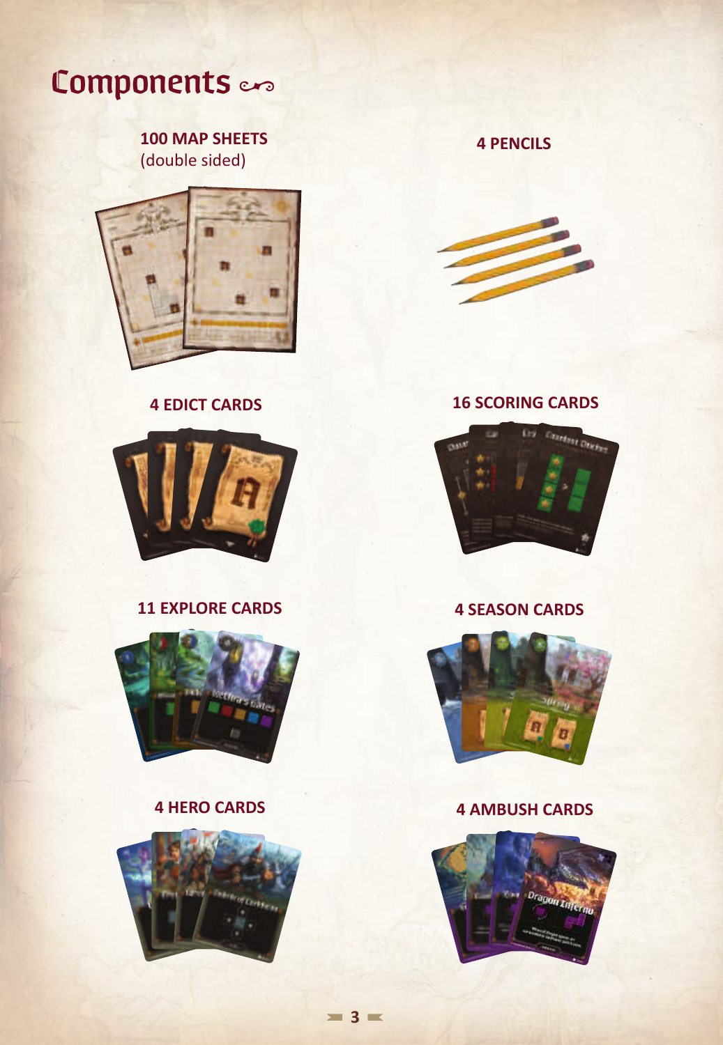# Components

**100 MAP SHEETS**
(double sided)

**4 PENCILS**

**4 EDICT CARDS**

**16 SCORING CARDS**

**11 EXPLORE CARDS**

**4 SEASON CARDS**

**4 HERO CARDS**

**4 AMBUSH CARDS**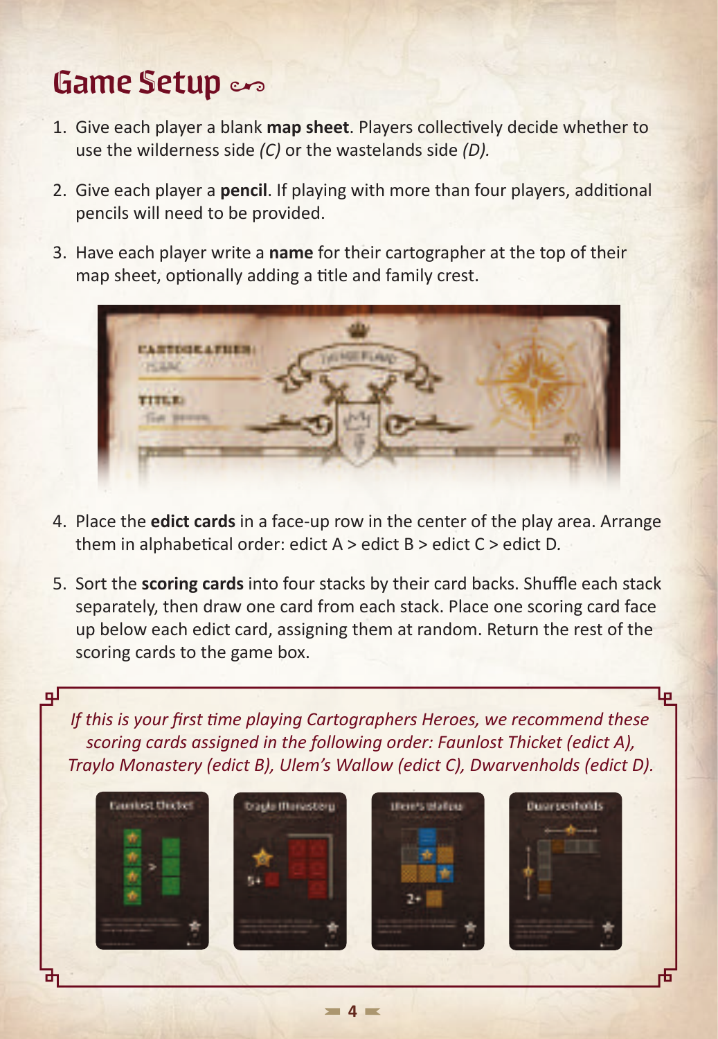# Game Setup

1. Give each player a blank **map sheet**. Players collectively decide whether to use the wilderness side *(C)* or the wastelands side *(D).*
2. Give each player a **pencil**. If playing with more than four players, additional pencils will need to be provided.
3. Have each player write a **name** for their cartographer at the top of their map sheet, optionally adding a title and family crest.
4. Place the **edict cards** in a face-up row in the center of the play area. Arrange them in alphabetical order: edict A > edict B > edict C > edict D.
5. Sort the **scoring cards** into four stacks by their card backs. Shuffle each stack separately, then draw one card from each stack. Place one scoring card face up below each edict card, assigning them at random. Return the rest of the scoring cards to the game box.

*If this is your first time playing Cartographers Heroes, we recommend these scoring cards assigned in the following order: Faunlost Thicket (edict A), Traylo Monastery (edict B), Ulem's Wallow (edict C), Dwarvenholds (edict D).*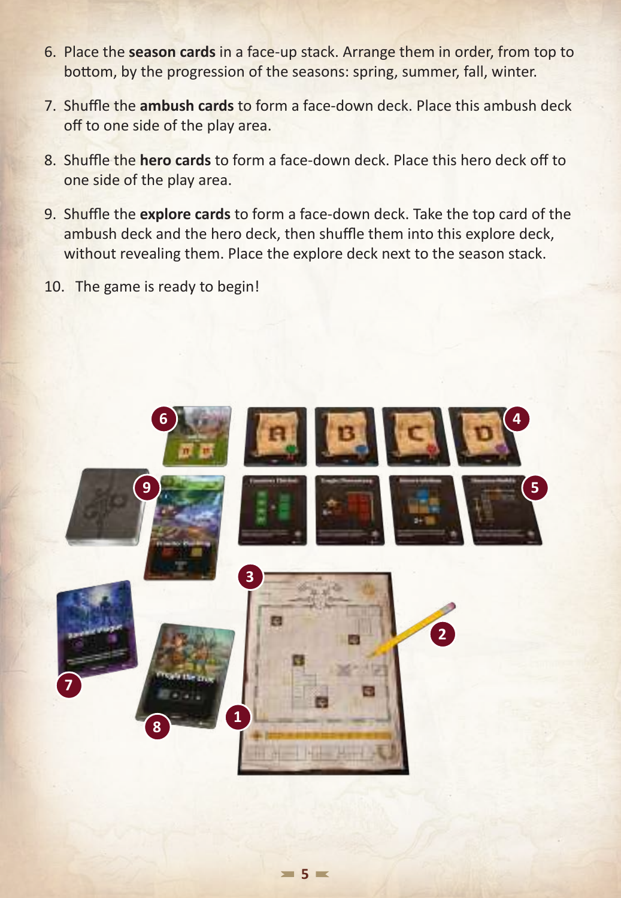6. Place the **season cards** in a face-up stack. Arrange them in order, from top to bottom, by the progression of the seasons: spring, summer, fall, winter.

7. Shuffle the **ambush cards** to form a face-down deck. Place this ambush deck off to one side of the play area.

8. Shuffle the **hero cards** to form a face-down deck. Place this hero deck off to one side of the play area.

9. Shuffle the **explore cards** to form a face-down deck. Take the top card of the ambush deck and the hero deck, then shuffle them into this explore deck, without revealing them. Place the explore deck next to the season stack.

10. The game is ready to begin!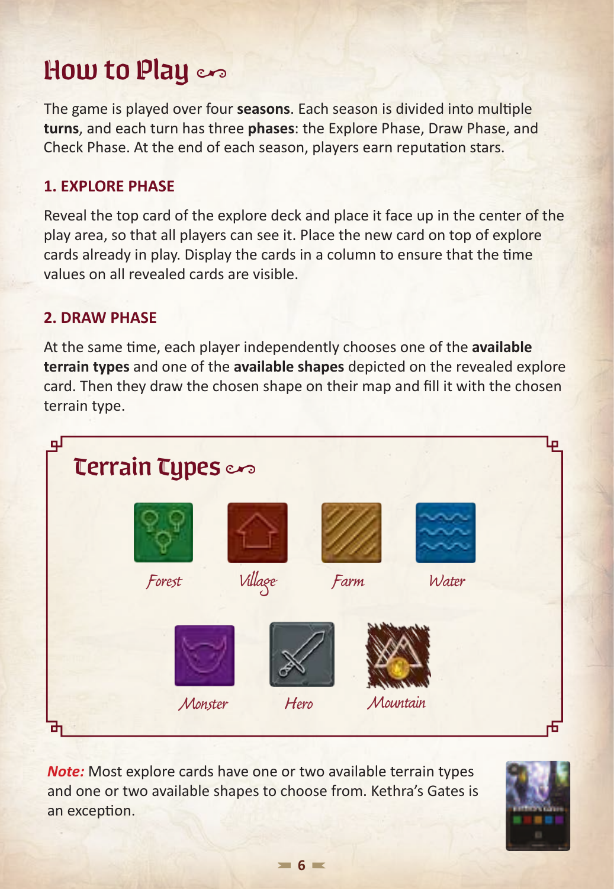# How to Play

The game is played over four **seasons**. Each season is divided into multiple **turns**, and each turn has three **phases**: the Explore Phase, Draw Phase, and Check Phase. At the end of each season, players earn reputation stars.

### 1. EXPLORE PHASE

Reveal the top card of the explore deck and place it face up in the center of the play area, so that all players can see it. Place the new card on top of explore cards already in play. Display the cards in a column to ensure that the time values on all revealed cards are visible.

### 2. DRAW PHASE

At the same time, each player independently chooses one of the **available terrain types** and one of the **available shapes** depicted on the revealed explore card. Then they draw the chosen shape on their map and fill it with the chosen terrain type.

## Terrain Types

*Forest* *Village* *Farm* *Water*

*Monster* *Hero* *Mountain*

***Note:*** Most explore cards have one or two available terrain types and one or two available shapes to choose from. Kethra's Gates is an exception.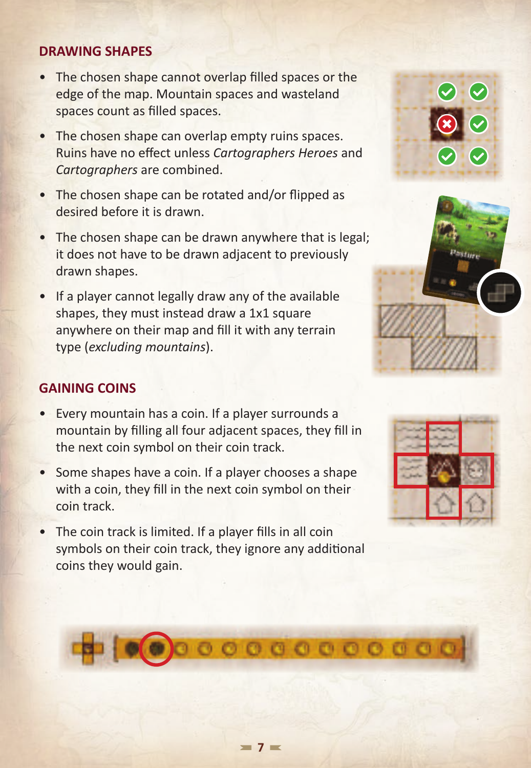## DRAWING SHAPES

- The chosen shape cannot overlap filled spaces or the edge of the map. Mountain spaces and wasteland spaces count as filled spaces.
- The chosen shape can overlap empty ruins spaces. Ruins have no effect unless *Cartographers Heroes* and *Cartographers* are combined.
- The chosen shape can be rotated and/or flipped as desired before it is drawn.
- The chosen shape can be drawn anywhere that is legal; it does not have to be drawn adjacent to previously drawn shapes.
- If a player cannot legally draw any of the available shapes, they must instead draw a 1x1 square anywhere on their map and fill it with any terrain type (*excluding mountains*).

## GAINING COINS

- Every mountain has a coin. If a player surrounds a mountain by filling all four adjacent spaces, they fill in the next coin symbol on their coin track.
- Some shapes have a coin. If a player chooses a shape with a coin, they fill in the next coin symbol on their coin track.
- The coin track is limited. If a player fills in all coin symbols on their coin track, they ignore any additional coins they would gain.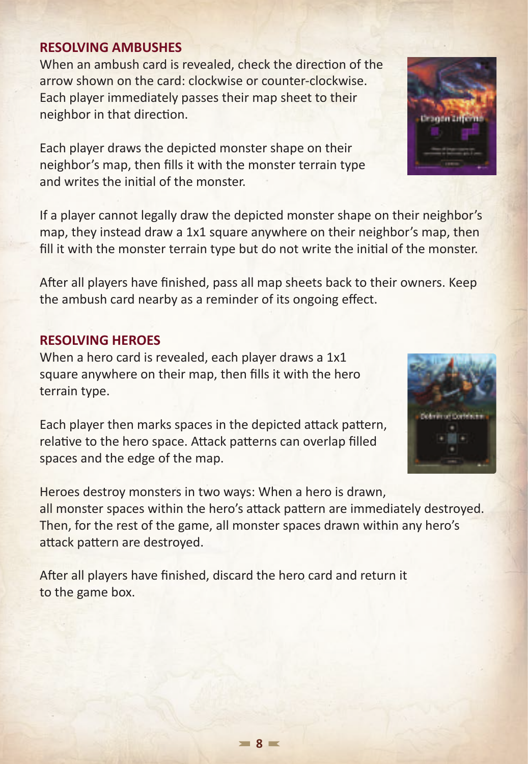## RESOLVING AMBUSHES

When an ambush card is revealed, check the direction of the arrow shown on the card: clockwise or counter-clockwise. Each player immediately passes their map sheet to their neighbor in that direction.

Each player draws the depicted monster shape on their neighbor's map, then fills it with the monster terrain type and writes the initial of the monster.

If a player cannot legally draw the depicted monster shape on their neighbor's map, they instead draw a 1x1 square anywhere on their neighbor's map, then fill it with the monster terrain type but do not write the initial of the monster.

After all players have finished, pass all map sheets back to their owners. Keep the ambush card nearby as a reminder of its ongoing effect.

## RESOLVING HEROES

When a hero card is revealed, each player draws a 1x1 square anywhere on their map, then fills it with the hero terrain type.

Each player then marks spaces in the depicted attack pattern, relative to the hero space. Attack patterns can overlap filled spaces and the edge of the map.

Heroes destroy monsters in two ways: When a hero is drawn, all monster spaces within the hero's attack pattern are immediately destroyed. Then, for the rest of the game, all monster spaces drawn within any hero's attack pattern are destroyed.

After all players have finished, discard the hero card and return it to the game box.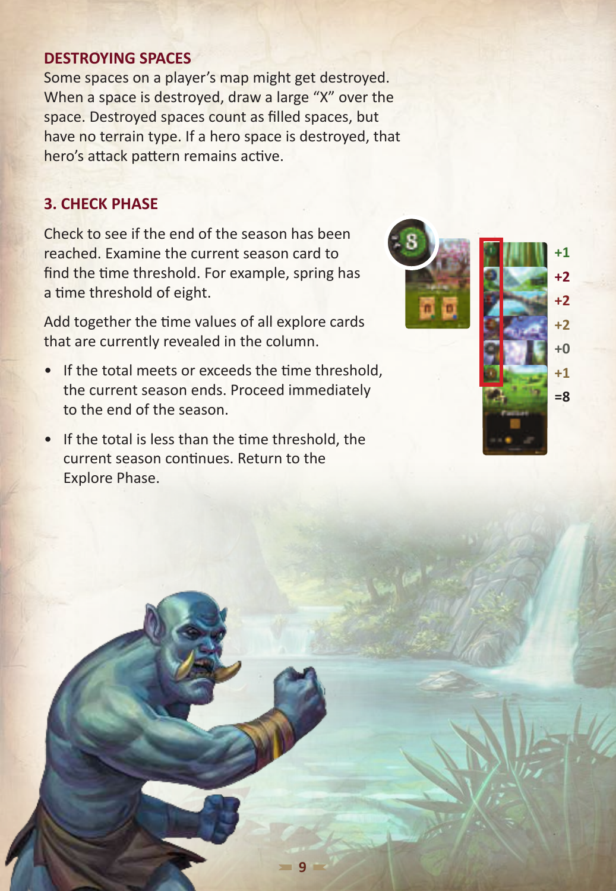## DESTROYING SPACES

Some spaces on a player's map might get destroyed. When a space is destroyed, draw a large "X" over the space. Destroyed spaces count as filled spaces, but have no terrain type. If a hero space is destroyed, that hero's attack pattern remains active.

## 3. CHECK PHASE

Check to see if the end of the season has been reached. Examine the current season card to find the time threshold. For example, spring has a time threshold of eight.

Add together the time values of all explore cards that are currently revealed in the column.

- If the total meets or exceeds the time threshold, the current season ends. Proceed immediately to the end of the season.
- If the total is less than the time threshold, the current season continues. Return to the Explore Phase.

+1
+2
+2
+2
+0
+1
=8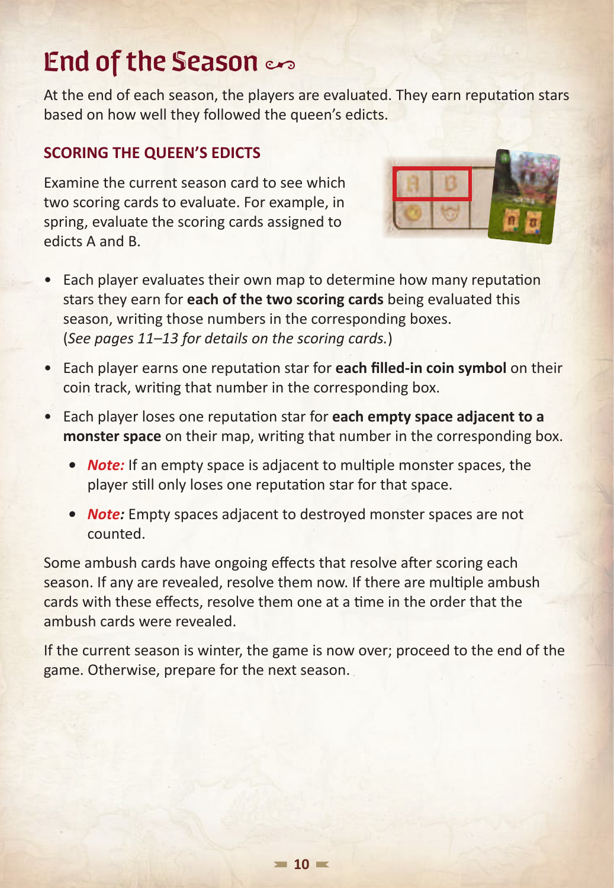# End of the Season

At the end of each season, the players are evaluated. They earn reputation stars based on how well they followed the queen's edicts.

## SCORING THE QUEEN'S EDICTS

Examine the current season card to see which two scoring cards to evaluate. For example, in spring, evaluate the scoring cards assigned to edicts A and B.

- Each player evaluates their own map to determine how many reputation stars they earn for **each of the two scoring cards** being evaluated this season, writing those numbers in the corresponding boxes. (*See pages 11–13 for details on the scoring cards.*)
- Each player earns one reputation star for **each filled-in coin symbol** on their coin track, writing that number in the corresponding box.
- Each player loses one reputation star for **each empty space adjacent to a monster space** on their map, writing that number in the corresponding box.
  - ***Note:*** If an empty space is adjacent to multiple monster spaces, the player still only loses one reputation star for that space.
  - ***Note:*** Empty spaces adjacent to destroyed monster spaces are not counted.

Some ambush cards have ongoing effects that resolve after scoring each season. If any are revealed, resolve them now. If there are multiple ambush cards with these effects, resolve them one at a time in the order that the ambush cards were revealed.

If the current season is winter, the game is now over; proceed to the end of the game. Otherwise, prepare for the next season.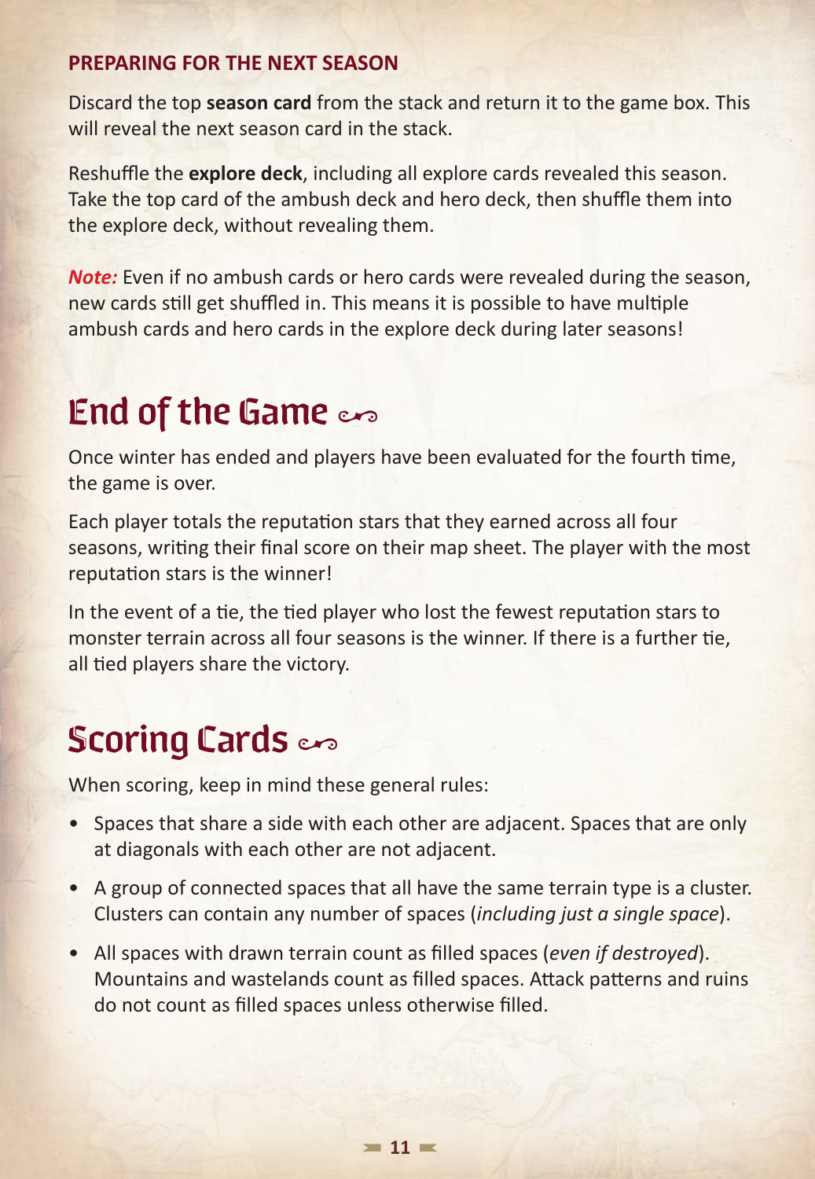### PREPARING FOR THE NEXT SEASON

Discard the top **season card** from the stack and return it to the game box. This will reveal the next season card in the stack.

Reshuffle the **explore deck**, including all explore cards revealed this season. Take the top card of the ambush deck and hero deck, then shuffle them into the explore deck, without revealing them.

***Note:*** Even if no ambush cards or hero cards were revealed during the season, new cards still get shuffled in. This means it is possible to have multiple ambush cards and hero cards in the explore deck during later seasons!

## End of the Game

Once winter has ended and players have been evaluated for the fourth time, the game is over.

Each player totals the reputation stars that they earned across all four seasons, writing their final score on their map sheet. The player with the most reputation stars is the winner!

In the event of a tie, the tied player who lost the fewest reputation stars to monster terrain across all four seasons is the winner. If there is a further tie, all tied players share the victory.

## Scoring Cards

When scoring, keep in mind these general rules:

- Spaces that share a side with each other are adjacent. Spaces that are only at diagonals with each other are not adjacent.
- A group of connected spaces that all have the same terrain type is a cluster. Clusters can contain any number of spaces (*including just a single space*).
- All spaces with drawn terrain count as filled spaces (*even if destroyed*). Mountains and wastelands count as filled spaces. Attack patterns and ruins do not count as filled spaces unless otherwise filled.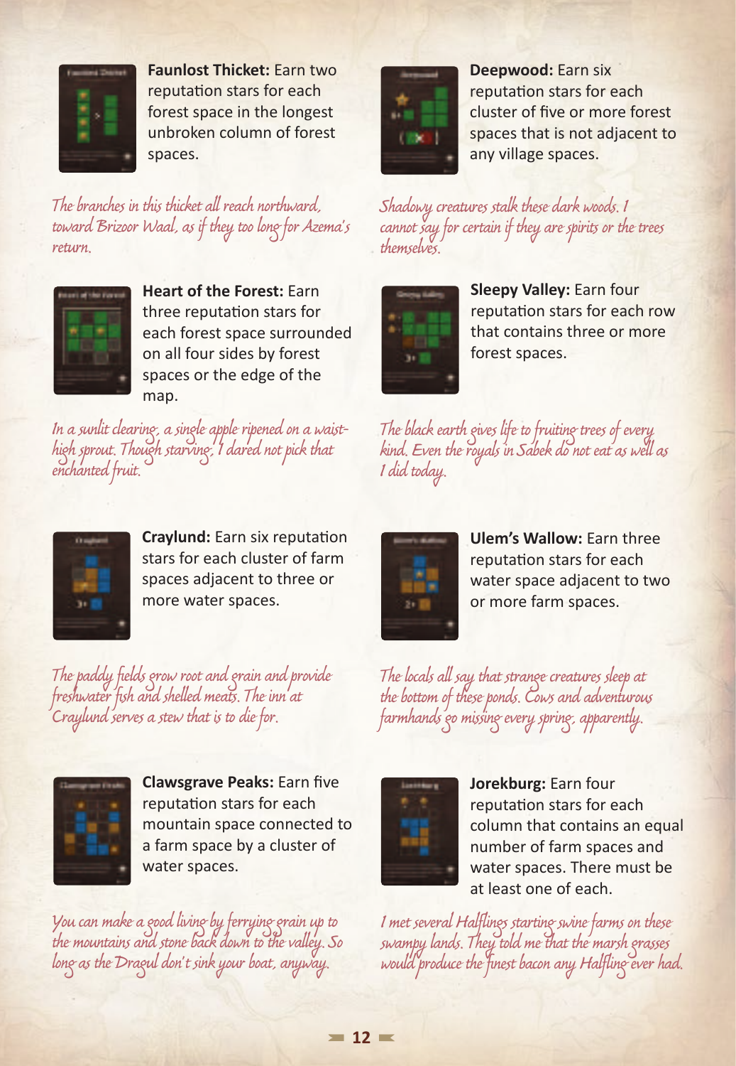**Faunlost Thicket:** Earn two reputation stars for each forest space in the longest unbroken column of forest spaces.

*The branches in this thicket all reach northward, toward Brizoor Waal, as if they too long for Azema's return.*

**Deepwood:** Earn six reputation stars for each cluster of five or more forest spaces that is not adjacent to any village spaces.

*Shadowy creatures stalk these dark woods. I cannot say for certain if they are spirits or the trees themselves.*

**Heart of the Forest:** Earn three reputation stars for each forest space surrounded on all four sides by forest spaces or the edge of the map.

*In a sunlit clearing, a single apple ripened on a waist-high sprout. Though starving, I dared not pick that enchanted fruit.*

**Sleepy Valley:** Earn four reputation stars for each row that contains three or more forest spaces.

*The black earth gives life to fruiting trees of every kind. Even the royals in Sabek do not eat as well as I did today.*

**Craylund:** Earn six reputation stars for each cluster of farm spaces adjacent to three or more water spaces.

*The paddy fields grow root and grain and provide freshwater fish and shelled meats. The inn at Craylund serves a stew that is to die for.*

**Ulem's Wallow:** Earn three reputation stars for each water space adjacent to two or more farm spaces.

*The locals all say that strange creatures sleep at the bottom of these ponds. Cows and adventurous farmhands go missing every spring, apparently.*

**Clawsgrave Peaks:** Earn five reputation stars for each mountain space connected to a farm space by a cluster of water spaces.

*You can make a good living by ferrying grain up to the mountains and stone back down to the valley. So long as the Dragul don't sink your boat, anyway.*

**Jorekburg:** Earn four reputation stars for each column that contains an equal number of farm spaces and water spaces. There must be at least one of each.

*I met several Halflings starting swine farms on these swampy lands. They told me that the marsh grasses would produce the finest bacon any Halfling ever had.*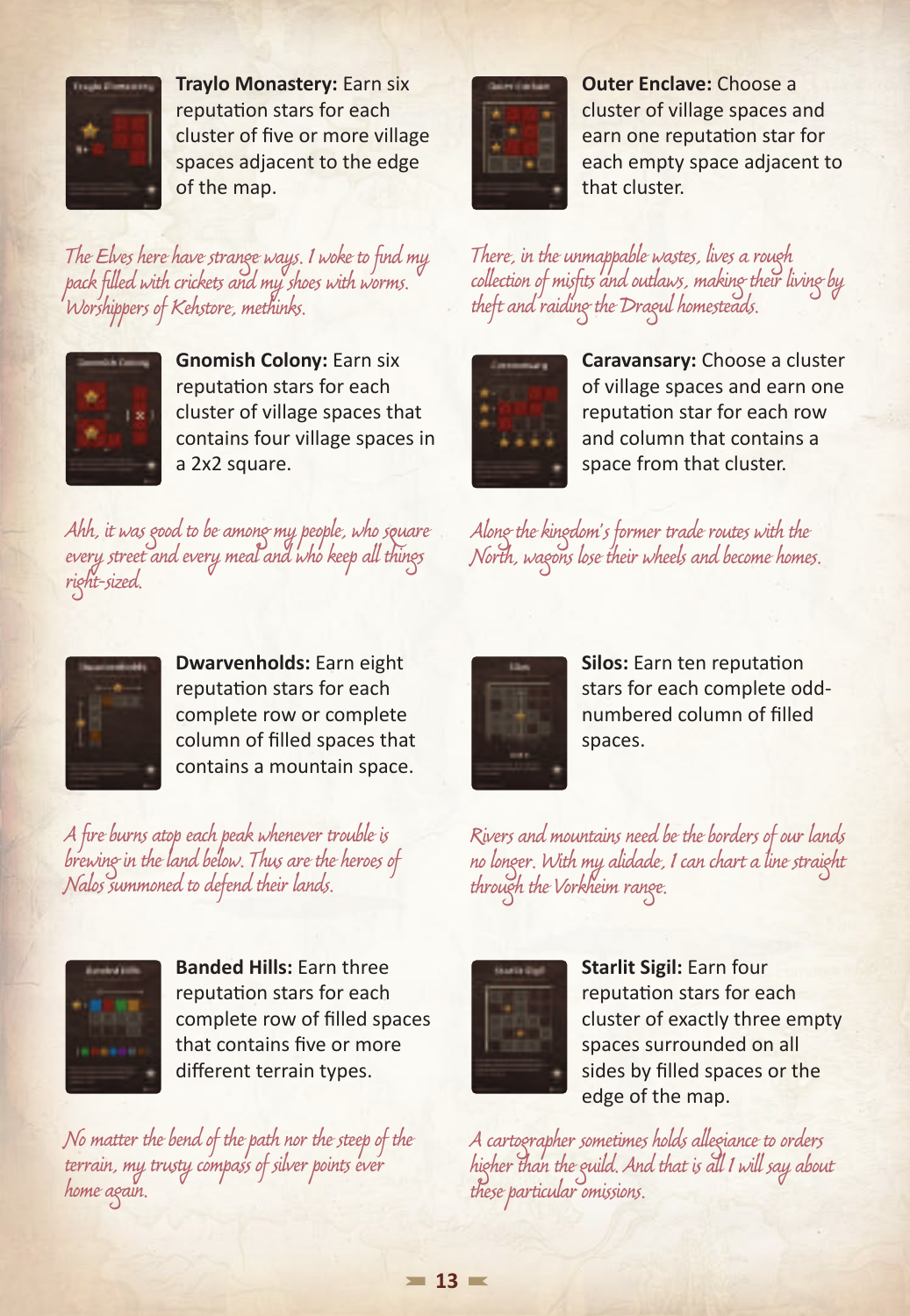**Traylo Monastery:** Earn six reputation stars for each cluster of five or more village spaces adjacent to the edge of the map.

*The Elves here have strange ways. I woke to find my pack filled with crickets and my shoes with worms. Worshippers of Kehstore, methinks.*

**Gnomish Colony:** Earn six reputation stars for each cluster of village spaces that contains four village spaces in a 2x2 square.

*Ahh, it was good to be among my people, who square every street and every meal and who keep all things right-sized.*

**Dwarvenholds:** Earn eight reputation stars for each complete row or complete column of filled spaces that contains a mountain space.

*A fire burns atop each peak whenever trouble is brewing in the land below. Thus are the heroes of Nalos summoned to defend their lands.*

**Banded Hills:** Earn three reputation stars for each complete row of filled spaces that contains five or more different terrain types.

*No matter the bend of the path nor the steep of the terrain, my trusty compass of silver points ever home again.*

**Outer Enclave:** Choose a cluster of village spaces and earn one reputation star for each empty space adjacent to that cluster.

*There, in the unmappable wastes, lives a rough collection of misfits and outlaws, making their living by theft and raiding the Dragul homesteads.*

**Caravansary:** Choose a cluster of village spaces and earn one reputation star for each row and column that contains a space from that cluster.

*Along the kingdom's former trade routes with the North, wagons lose their wheels and become homes.*

**Silos:** Earn ten reputation stars for each complete odd-numbered column of filled spaces.

*Rivers and mountains need be the borders of our lands no longer. With my alidade, I can chart a line straight through the Vorkheim range.*

**Starlit Sigil:** Earn four reputation stars for each cluster of exactly three empty spaces surrounded on all sides by filled spaces or the edge of the map.

*A cartographer sometimes holds allegiance to orders higher than the guild. And that is all I will say about these particular omissions.*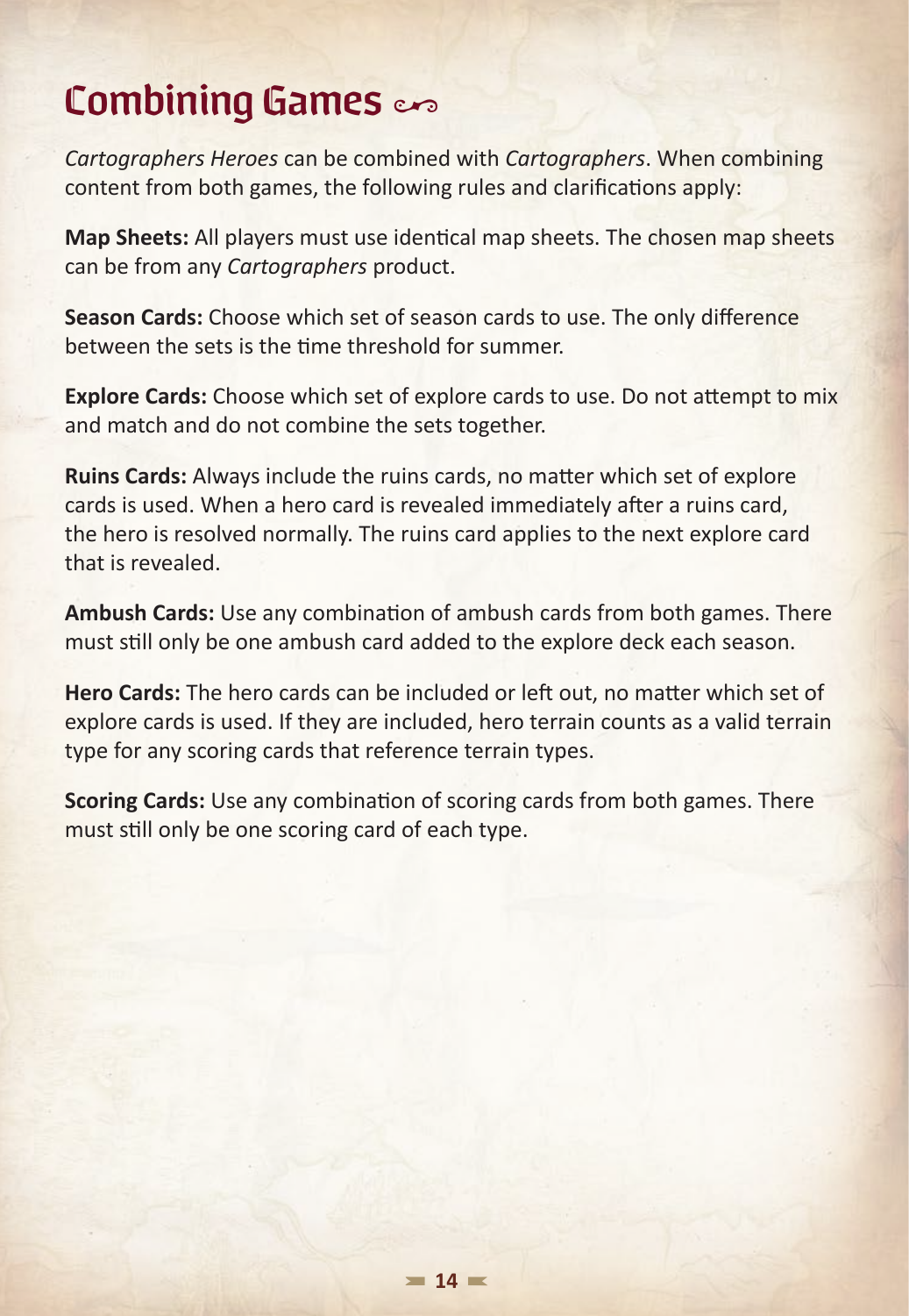# Combining Games

*Cartographers Heroes* can be combined with *Cartographers*. When combining content from both games, the following rules and clarifications apply:

**Map Sheets:** All players must use identical map sheets. The chosen map sheets can be from any *Cartographers* product.

**Season Cards:** Choose which set of season cards to use. The only difference between the sets is the time threshold for summer.

**Explore Cards:** Choose which set of explore cards to use. Do not attempt to mix and match and do not combine the sets together.

**Ruins Cards:** Always include the ruins cards, no matter which set of explore cards is used. When a hero card is revealed immediately after a ruins card, the hero is resolved normally. The ruins card applies to the next explore card that is revealed.

**Ambush Cards:** Use any combination of ambush cards from both games. There must still only be one ambush card added to the explore deck each season.

**Hero Cards:** The hero cards can be included or left out, no matter which set of explore cards is used. If they are included, hero terrain counts as a valid terrain type for any scoring cards that reference terrain types.

**Scoring Cards:** Use any combination of scoring cards from both games. There must still only be one scoring card of each type.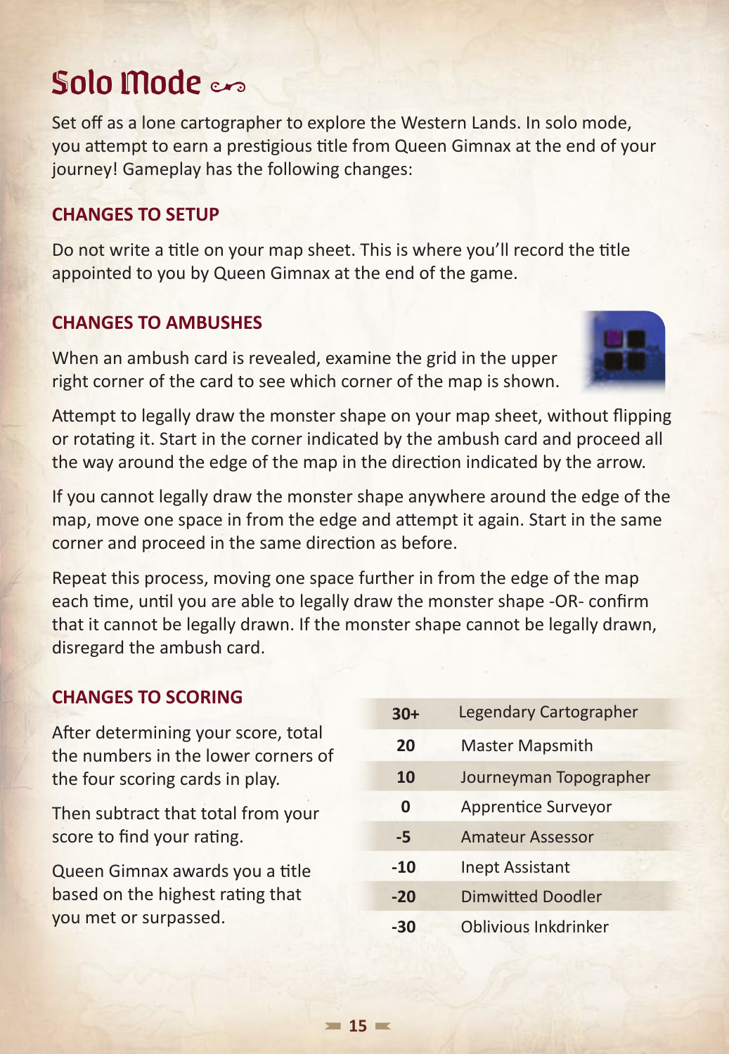# Solo Mode

Set off as a lone cartographer to explore the Western Lands. In solo mode, you attempt to earn a prestigious title from Queen Gimnax at the end of your journey! Gameplay has the following changes:

## CHANGES TO SETUP

Do not write a title on your map sheet. This is where you'll record the title appointed to you by Queen Gimnax at the end of the game.

## CHANGES TO AMBUSHES

When an ambush card is revealed, examine the grid in the upper right corner of the card to see which corner of the map is shown.

Attempt to legally draw the monster shape on your map sheet, without flipping or rotating it. Start in the corner indicated by the ambush card and proceed all the way around the edge of the map in the direction indicated by the arrow.

If you cannot legally draw the monster shape anywhere around the edge of the map, move one space in from the edge and attempt it again. Start in the same corner and proceed in the same direction as before.

Repeat this process, moving one space further in from the edge of the map each time, until you are able to legally draw the monster shape -OR- confirm that it cannot be legally drawn. If the monster shape cannot be legally drawn, disregard the ambush card.

## CHANGES TO SCORING

After determining your score, total the numbers in the lower corners of the four scoring cards in play.

Then subtract that total from your score to find your rating.

Queen Gimnax awards you a title based on the highest rating that you met or surpassed.

| Rating | Title |
|---|---|
| 30+ | Legendary Cartographer |
| 20 | Master Mapsmith |
| 10 | Journeyman Topographer |
| 0 | Apprentice Surveyor |
| -5 | Amateur Assessor |
| -10 | Inept Assistant |
| -20 | Dimwitted Doodler |
| -30 | Oblivious Inkdrinker |